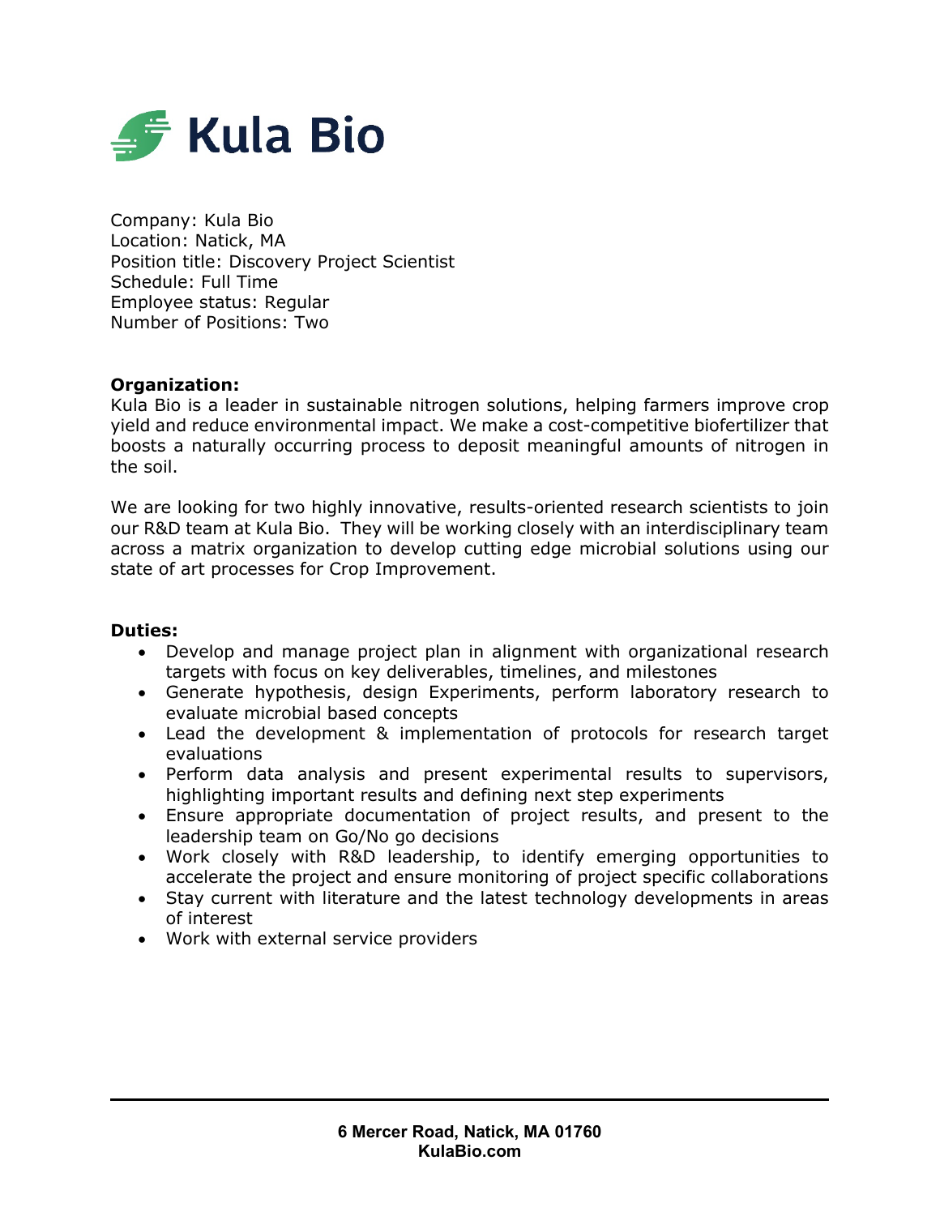# Kula Bio

Company: Kula Bio
Location: Natick, MA
Position title: Discovery Project Scientist
Schedule: Full Time
Employee status: Regular
Number of Positions: Two

**Organization:**
Kula Bio is a leader in sustainable nitrogen solutions, helping farmers improve crop yield and reduce environmental impact. We make a cost-competitive biofertilizer that boosts a naturally occurring process to deposit meaningful amounts of nitrogen in the soil.

We are looking for two highly innovative, results-oriented research scientists to join our R&D team at Kula Bio. They will be working closely with an interdisciplinary team across a matrix organization to develop cutting edge microbial solutions using our state of art processes for Crop Improvement.

**Duties:**

- Develop and manage project plan in alignment with organizational research targets with focus on key deliverables, timelines, and milestones
- Generate hypothesis, design Experiments, perform laboratory research to evaluate microbial based concepts
- Lead the development & implementation of protocols for research target evaluations
- Perform data analysis and present experimental results to supervisors, highlighting important results and defining next step experiments
- Ensure appropriate documentation of project results, and present to the leadership team on Go/No go decisions
- Work closely with R&D leadership, to identify emerging opportunities to accelerate the project and ensure monitoring of project specific collaborations
- Stay current with literature and the latest technology developments in areas of interest
- Work with external service providers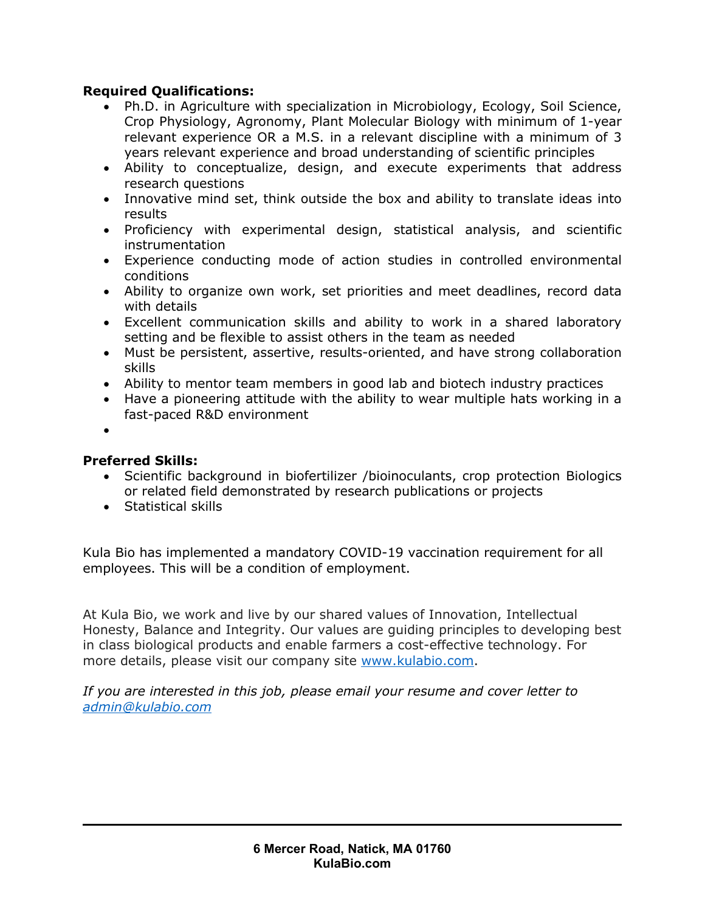**Required Qualifications:**

- Ph.D. in Agriculture with specialization in Microbiology, Ecology, Soil Science, Crop Physiology, Agronomy, Plant Molecular Biology with minimum of 1-year relevant experience OR a M.S. in a relevant discipline with a minimum of 3 years relevant experience and broad understanding of scientific principles
- Ability to conceptualize, design, and execute experiments that address research questions
- Innovative mind set, think outside the box and ability to translate ideas into results
- Proficiency with experimental design, statistical analysis, and scientific instrumentation
- Experience conducting mode of action studies in controlled environmental conditions
- Ability to organize own work, set priorities and meet deadlines, record data with details
- Excellent communication skills and ability to work in a shared laboratory setting and be flexible to assist others in the team as needed
- Must be persistent, assertive, results-oriented, and have strong collaboration skills
- Ability to mentor team members in good lab and biotech industry practices
- Have a pioneering attitude with the ability to wear multiple hats working in a fast-paced R&D environment

**Preferred Skills:**

- Scientific background in biofertilizer /bioinoculants, crop protection Biologics or related field demonstrated by research publications or projects
- Statistical skills

Kula Bio has implemented a mandatory COVID-19 vaccination requirement for all employees. This will be a condition of employment.

At Kula Bio, we work and live by our shared values of Innovation, Intellectual Honesty, Balance and Integrity. Our values are guiding principles to developing best in class biological products and enable farmers a cost-effective technology. For more details, please visit our company site [www.kulabio.com](http://www.kulabio.com).

*If you are interested in this job, please email your resume and cover letter to [admin@kulabio.com](mailto:admin@kulabio.com)*

**6 Mercer Road, Natick, MA 01760**
**KulaBio.com**